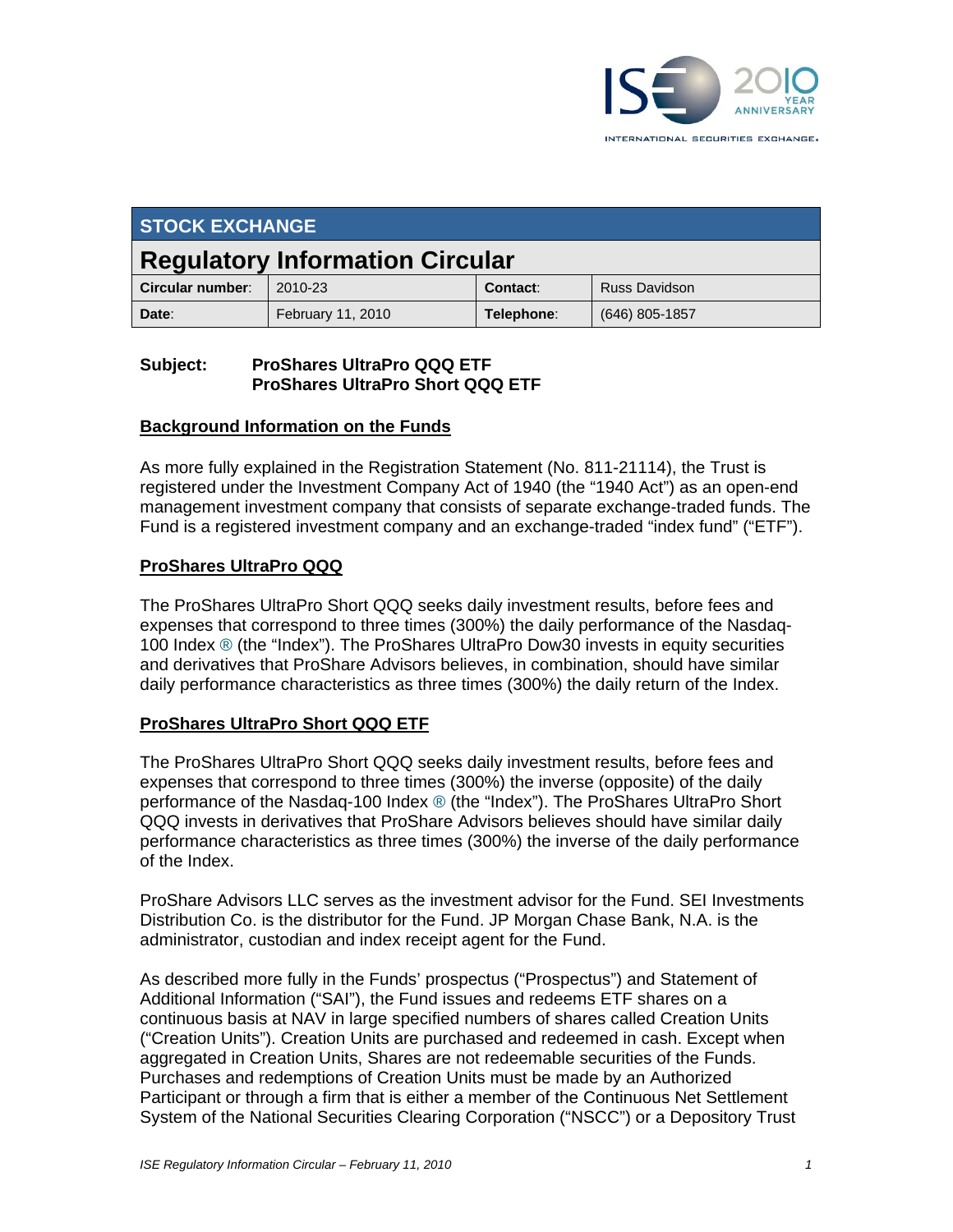# STOCK EXCHANGE

## Regulatory Information Circular

| Circular number: | 2010-23 | Contact: | Russ Davidson |
|---|---|---|---|
| Date: | February 11, 2010 | Telephone: | (646) 805-1857 |

**Subject: ProShares UltraPro QQQ ETF**
**ProShares UltraPro Short QQQ ETF**

### Background Information on the Funds

As more fully explained in the Registration Statement (No. 811-21114), the Trust is registered under the Investment Company Act of 1940 (the "1940 Act") as an open-end management investment company that consists of separate exchange-traded funds. The Fund is a registered investment company and an exchange-traded "index fund" ("ETF").

### ProShares UltraPro QQQ

The ProShares UltraPro Short QQQ seeks daily investment results, before fees and expenses that correspond to three times (300%) the daily performance of the Nasdaq-100 Index ® (the "Index"). The ProShares UltraPro Dow30 invests in equity securities and derivatives that ProShare Advisors believes, in combination, should have similar daily performance characteristics as three times (300%) the daily return of the Index.

### ProShares UltraPro Short QQQ ETF

The ProShares UltraPro Short QQQ seeks daily investment results, before fees and expenses that correspond to three times (300%) the inverse (opposite) of the daily performance of the Nasdaq-100 Index ® (the "Index"). The ProShares UltraPro Short QQQ invests in derivatives that ProShare Advisors believes should have similar daily performance characteristics as three times (300%) the inverse of the daily performance of the Index.

ProShare Advisors LLC serves as the investment advisor for the Fund. SEI Investments Distribution Co. is the distributor for the Fund. JP Morgan Chase Bank, N.A. is the administrator, custodian and index receipt agent for the Fund.

As described more fully in the Funds' prospectus ("Prospectus") and Statement of Additional Information ("SAI"), the Fund issues and redeems ETF shares on a continuous basis at NAV in large specified numbers of shares called Creation Units ("Creation Units"). Creation Units are purchased and redeemed in cash. Except when aggregated in Creation Units, Shares are not redeemable securities of the Funds. Purchases and redemptions of Creation Units must be made by an Authorized Participant or through a firm that is either a member of the Continuous Net Settlement System of the National Securities Clearing Corporation ("NSCC") or a Depository Trust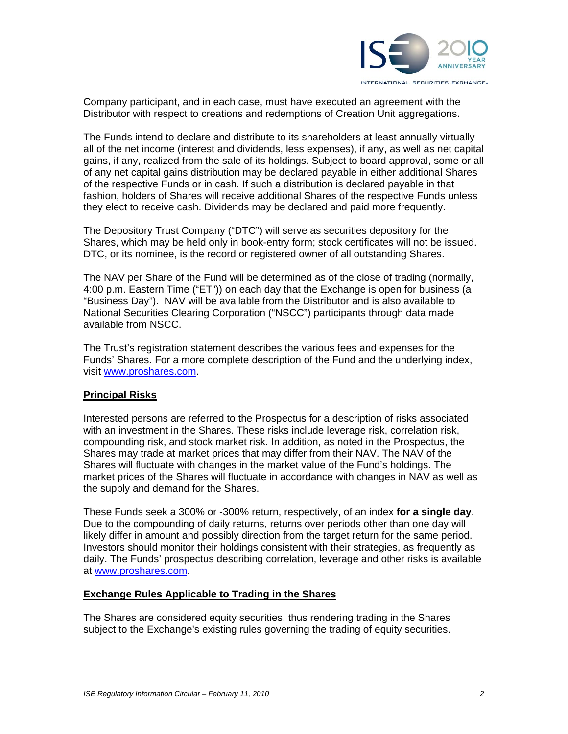Company participant, and in each case, must have executed an agreement with the Distributor with respect to creations and redemptions of Creation Unit aggregations.

The Funds intend to declare and distribute to its shareholders at least annually virtually all of the net income (interest and dividends, less expenses), if any, as well as net capital gains, if any, realized from the sale of its holdings. Subject to board approval, some or all of any net capital gains distribution may be declared payable in either additional Shares of the respective Funds or in cash. If such a distribution is declared payable in that fashion, holders of Shares will receive additional Shares of the respective Funds unless they elect to receive cash. Dividends may be declared and paid more frequently.

The Depository Trust Company ("DTC") will serve as securities depository for the Shares, which may be held only in book-entry form; stock certificates will not be issued. DTC, or its nominee, is the record or registered owner of all outstanding Shares.

The NAV per Share of the Fund will be determined as of the close of trading (normally, 4:00 p.m. Eastern Time ("ET")) on each day that the Exchange is open for business (a "Business Day"). NAV will be available from the Distributor and is also available to National Securities Clearing Corporation ("NSCC") participants through data made available from NSCC.

The Trust's registration statement describes the various fees and expenses for the Funds' Shares. For a more complete description of the Fund and the underlying index, visit www.proshares.com.

## Principal Risks

Interested persons are referred to the Prospectus for a description of risks associated with an investment in the Shares. These risks include leverage risk, correlation risk, compounding risk, and stock market risk. In addition, as noted in the Prospectus, the Shares may trade at market prices that may differ from their NAV. The NAV of the Shares will fluctuate with changes in the market value of the Fund's holdings. The market prices of the Shares will fluctuate in accordance with changes in NAV as well as the supply and demand for the Shares.

These Funds seek a 300% or -300% return, respectively, of an index **for a single day**. Due to the compounding of daily returns, returns over periods other than one day will likely differ in amount and possibly direction from the target return for the same period. Investors should monitor their holdings consistent with their strategies, as frequently as daily. The Funds' prospectus describing correlation, leverage and other risks is available at www.proshares.com.

## Exchange Rules Applicable to Trading in the Shares

The Shares are considered equity securities, thus rendering trading in the Shares subject to the Exchange's existing rules governing the trading of equity securities.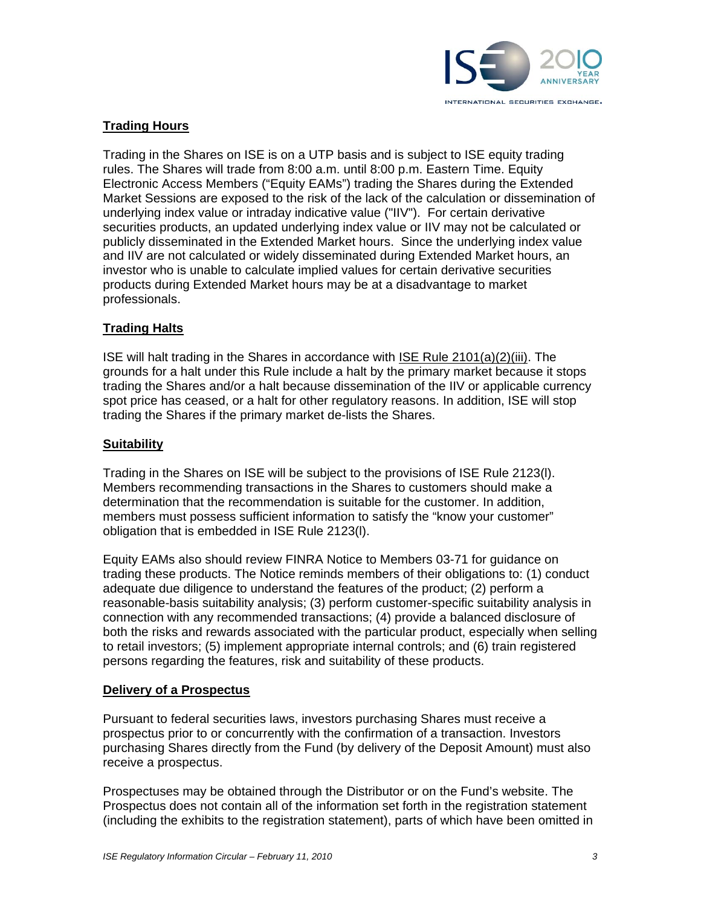## Trading Hours

Trading in the Shares on ISE is on a UTP basis and is subject to ISE equity trading rules. The Shares will trade from 8:00 a.m. until 8:00 p.m. Eastern Time. Equity Electronic Access Members ("Equity EAMs") trading the Shares during the Extended Market Sessions are exposed to the risk of the lack of the calculation or dissemination of underlying index value or intraday indicative value ("IIV"). For certain derivative securities products, an updated underlying index value or IIV may not be calculated or publicly disseminated in the Extended Market hours. Since the underlying index value and IIV are not calculated or widely disseminated during Extended Market hours, an investor who is unable to calculate implied values for certain derivative securities products during Extended Market hours may be at a disadvantage to market professionals.

## Trading Halts

ISE will halt trading in the Shares in accordance with ISE Rule 2101(a)(2)(iii). The grounds for a halt under this Rule include a halt by the primary market because it stops trading the Shares and/or a halt because dissemination of the IIV or applicable currency spot price has ceased, or a halt for other regulatory reasons. In addition, ISE will stop trading the Shares if the primary market de-lists the Shares.

## Suitability

Trading in the Shares on ISE will be subject to the provisions of ISE Rule 2123(l). Members recommending transactions in the Shares to customers should make a determination that the recommendation is suitable for the customer. In addition, members must possess sufficient information to satisfy the "know your customer" obligation that is embedded in ISE Rule 2123(l).

Equity EAMs also should review FINRA Notice to Members 03-71 for guidance on trading these products. The Notice reminds members of their obligations to: (1) conduct adequate due diligence to understand the features of the product; (2) perform a reasonable-basis suitability analysis; (3) perform customer-specific suitability analysis in connection with any recommended transactions; (4) provide a balanced disclosure of both the risks and rewards associated with the particular product, especially when selling to retail investors; (5) implement appropriate internal controls; and (6) train registered persons regarding the features, risk and suitability of these products.

## Delivery of a Prospectus

Pursuant to federal securities laws, investors purchasing Shares must receive a prospectus prior to or concurrently with the confirmation of a transaction. Investors purchasing Shares directly from the Fund (by delivery of the Deposit Amount) must also receive a prospectus.

Prospectuses may be obtained through the Distributor or on the Fund's website. The Prospectus does not contain all of the information set forth in the registration statement (including the exhibits to the registration statement), parts of which have been omitted in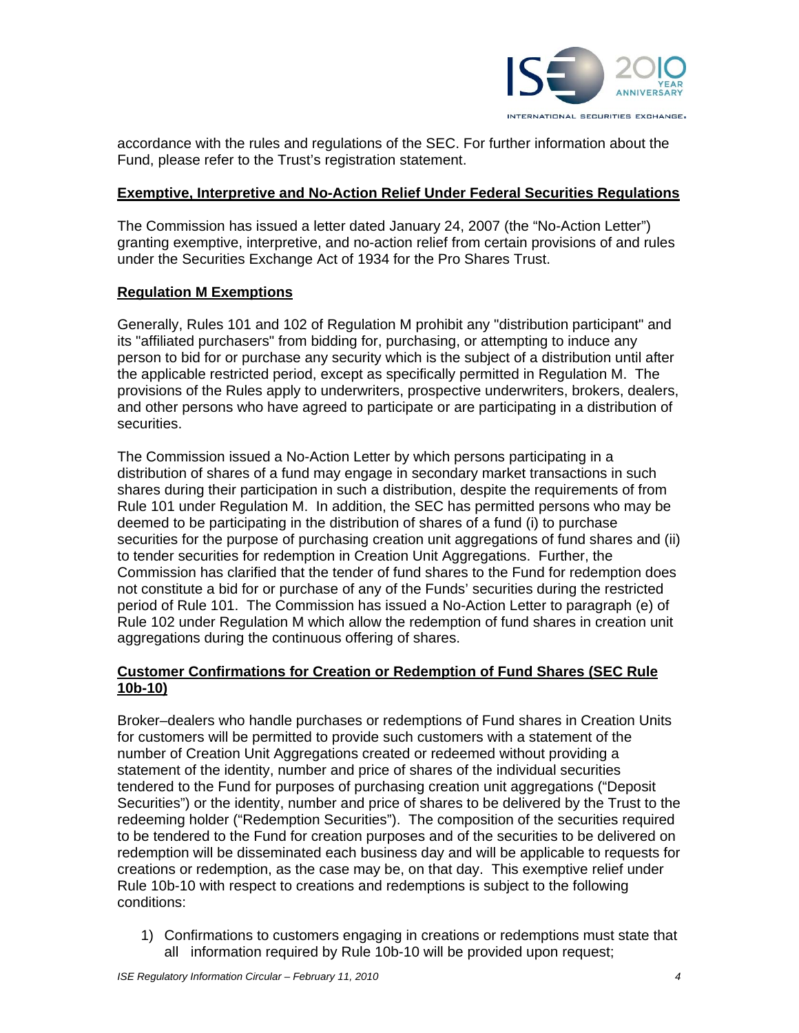accordance with the rules and regulations of the SEC. For further information about the Fund, please refer to the Trust's registration statement.

## Exemptive, Interpretive and No-Action Relief Under Federal Securities Regulations

The Commission has issued a letter dated January 24, 2007 (the "No-Action Letter") granting exemptive, interpretive, and no-action relief from certain provisions of and rules under the Securities Exchange Act of 1934 for the Pro Shares Trust.

## Regulation M Exemptions

Generally, Rules 101 and 102 of Regulation M prohibit any "distribution participant" and its "affiliated purchasers" from bidding for, purchasing, or attempting to induce any person to bid for or purchase any security which is the subject of a distribution until after the applicable restricted period, except as specifically permitted in Regulation M. The provisions of the Rules apply to underwriters, prospective underwriters, brokers, dealers, and other persons who have agreed to participate or are participating in a distribution of securities.

The Commission issued a No-Action Letter by which persons participating in a distribution of shares of a fund may engage in secondary market transactions in such shares during their participation in such a distribution, despite the requirements of from Rule 101 under Regulation M. In addition, the SEC has permitted persons who may be deemed to be participating in the distribution of shares of a fund (i) to purchase securities for the purpose of purchasing creation unit aggregations of fund shares and (ii) to tender securities for redemption in Creation Unit Aggregations. Further, the Commission has clarified that the tender of fund shares to the Fund for redemption does not constitute a bid for or purchase of any of the Funds' securities during the restricted period of Rule 101. The Commission has issued a No-Action Letter to paragraph (e) of Rule 102 under Regulation M which allow the redemption of fund shares in creation unit aggregations during the continuous offering of shares.

## Customer Confirmations for Creation or Redemption of Fund Shares (SEC Rule 10b-10)

Broker–dealers who handle purchases or redemptions of Fund shares in Creation Units for customers will be permitted to provide such customers with a statement of the number of Creation Unit Aggregations created or redeemed without providing a statement of the identity, number and price of shares of the individual securities tendered to the Fund for purposes of purchasing creation unit aggregations ("Deposit Securities") or the identity, number and price of shares to be delivered by the Trust to the redeeming holder ("Redemption Securities"). The composition of the securities required to be tendered to the Fund for creation purposes and of the securities to be delivered on redemption will be disseminated each business day and will be applicable to requests for creations or redemption, as the case may be, on that day. This exemptive relief under Rule 10b-10 with respect to creations and redemptions is subject to the following conditions:

1) Confirmations to customers engaging in creations or redemptions must state that all information required by Rule 10b-10 will be provided upon request;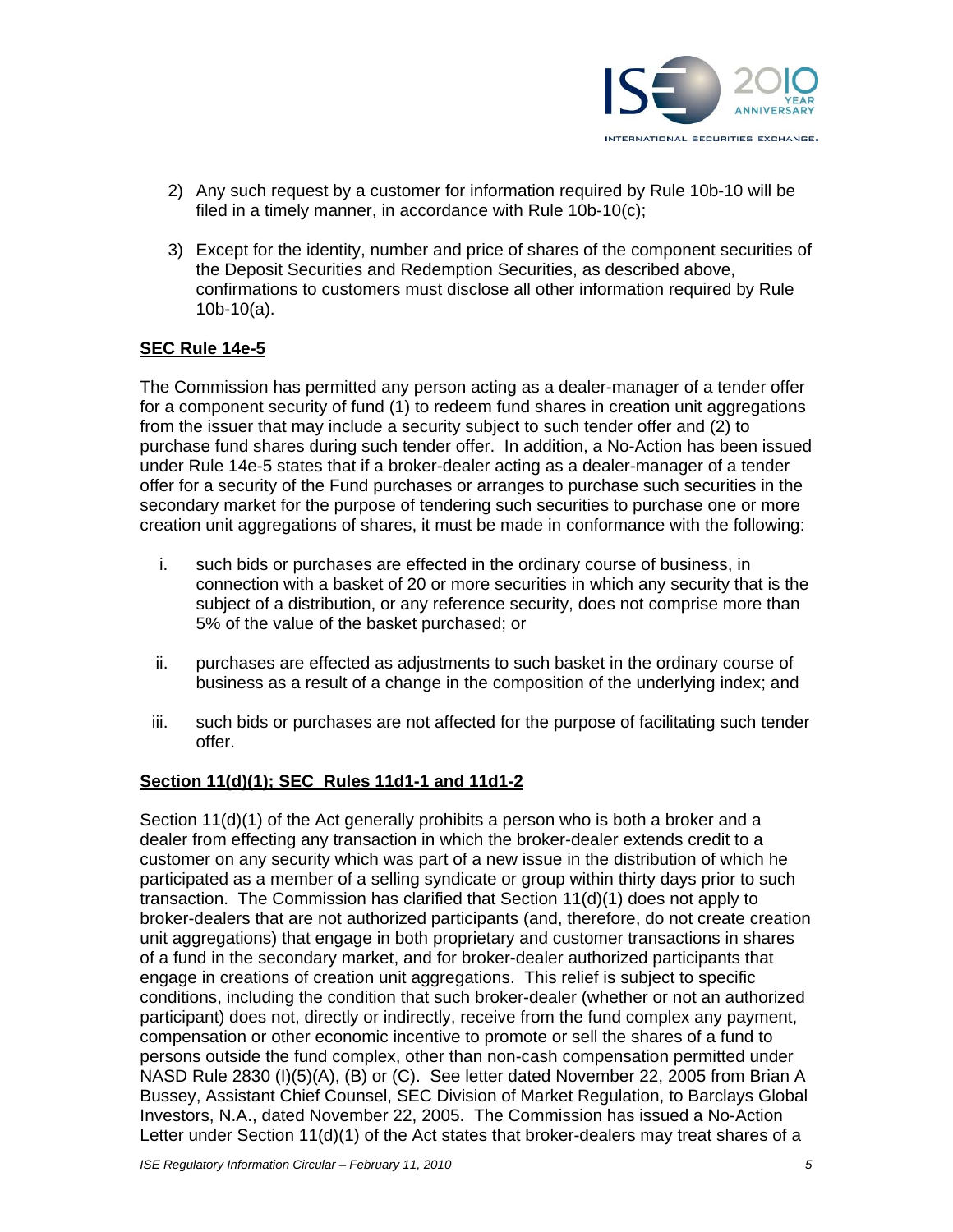2) Any such request by a customer for information required by Rule 10b-10 will be filed in a timely manner, in accordance with Rule 10b-10(c);

3) Except for the identity, number and price of shares of the component securities of the Deposit Securities and Redemption Securities, as described above, confirmations to customers must disclose all other information required by Rule 10b-10(a).

**SEC Rule 14e-5**

The Commission has permitted any person acting as a dealer-manager of a tender offer for a component security of fund (1) to redeem fund shares in creation unit aggregations from the issuer that may include a security subject to such tender offer and (2) to purchase fund shares during such tender offer. In addition, a No-Action has been issued under Rule 14e-5 states that if a broker-dealer acting as a dealer-manager of a tender offer for a security of the Fund purchases or arranges to purchase such securities in the secondary market for the purpose of tendering such securities to purchase one or more creation unit aggregations of shares, it must be made in conformance with the following:

i. such bids or purchases are effected in the ordinary course of business, in connection with a basket of 20 or more securities in which any security that is the subject of a distribution, or any reference security, does not comprise more than 5% of the value of the basket purchased; or

ii. purchases are effected as adjustments to such basket in the ordinary course of business as a result of a change in the composition of the underlying index; and

iii. such bids or purchases are not affected for the purpose of facilitating such tender offer.

**Section 11(d)(1); SEC Rules 11d1-1 and 11d1-2**

Section 11(d)(1) of the Act generally prohibits a person who is both a broker and a dealer from effecting any transaction in which the broker-dealer extends credit to a customer on any security which was part of a new issue in the distribution of which he participated as a member of a selling syndicate or group within thirty days prior to such transaction. The Commission has clarified that Section 11(d)(1) does not apply to broker-dealers that are not authorized participants (and, therefore, do not create creation unit aggregations) that engage in both proprietary and customer transactions in shares of a fund in the secondary market, and for broker-dealer authorized participants that engage in creations of creation unit aggregations. This relief is subject to specific conditions, including the condition that such broker-dealer (whether or not an authorized participant) does not, directly or indirectly, receive from the fund complex any payment, compensation or other economic incentive to promote or sell the shares of a fund to persons outside the fund complex, other than non-cash compensation permitted under NASD Rule 2830 (I)(5)(A), (B) or (C). See letter dated November 22, 2005 from Brian A Bussey, Assistant Chief Counsel, SEC Division of Market Regulation, to Barclays Global Investors, N.A., dated November 22, 2005. The Commission has issued a No-Action Letter under Section 11(d)(1) of the Act states that broker-dealers may treat shares of a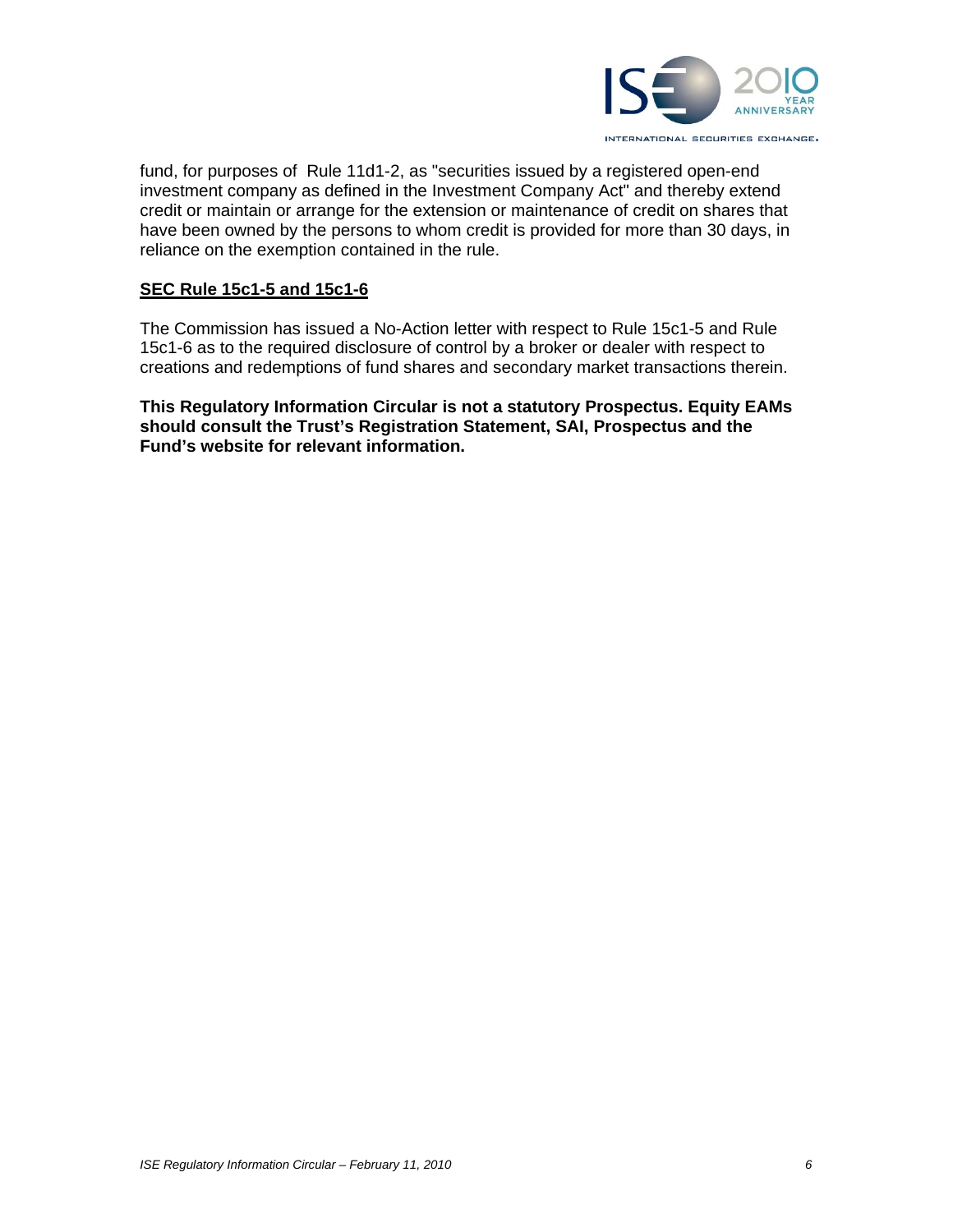fund, for purposes of Rule 11d1-2, as "securities issued by a registered open-end investment company as defined in the Investment Company Act" and thereby extend credit or maintain or arrange for the extension or maintenance of credit on shares that have been owned by the persons to whom credit is provided for more than 30 days, in reliance on the exemption contained in the rule.

## SEC Rule 15c1-5 and 15c1-6

The Commission has issued a No-Action letter with respect to Rule 15c1-5 and Rule 15c1-6 as to the required disclosure of control by a broker or dealer with respect to creations and redemptions of fund shares and secondary market transactions therein.

**This Regulatory Information Circular is not a statutory Prospectus. Equity EAMs should consult the Trust's Registration Statement, SAI, Prospectus and the Fund's website for relevant information.**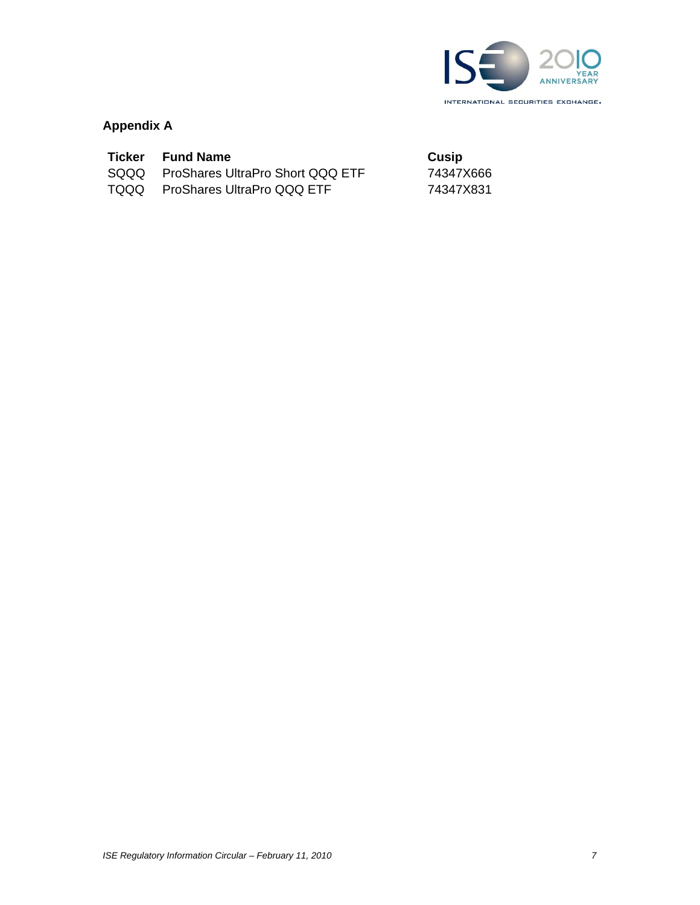## Appendix A

| Ticker | Fund Name | Cusip |
|---|---|---|
| SQQQ | ProShares UltraPro Short QQQ ETF | 74347X666 |
| TQQQ | ProShares UltraPro QQQ ETF | 74347X831 |